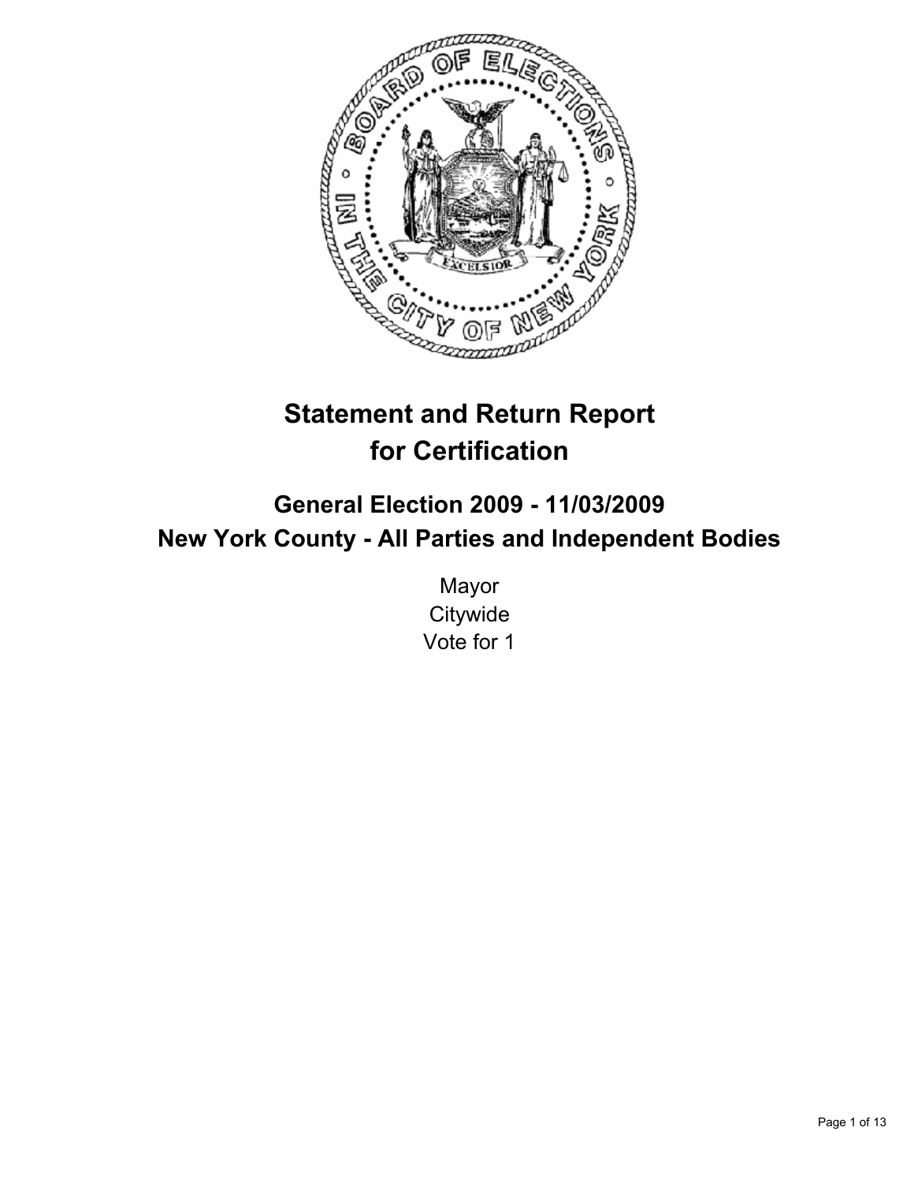# Statement and Return Report for Certification

## General Election 2009 - 11/03/2009
## New York County - All Parties and Independent Bodies

Mayor
Citywide
Vote for 1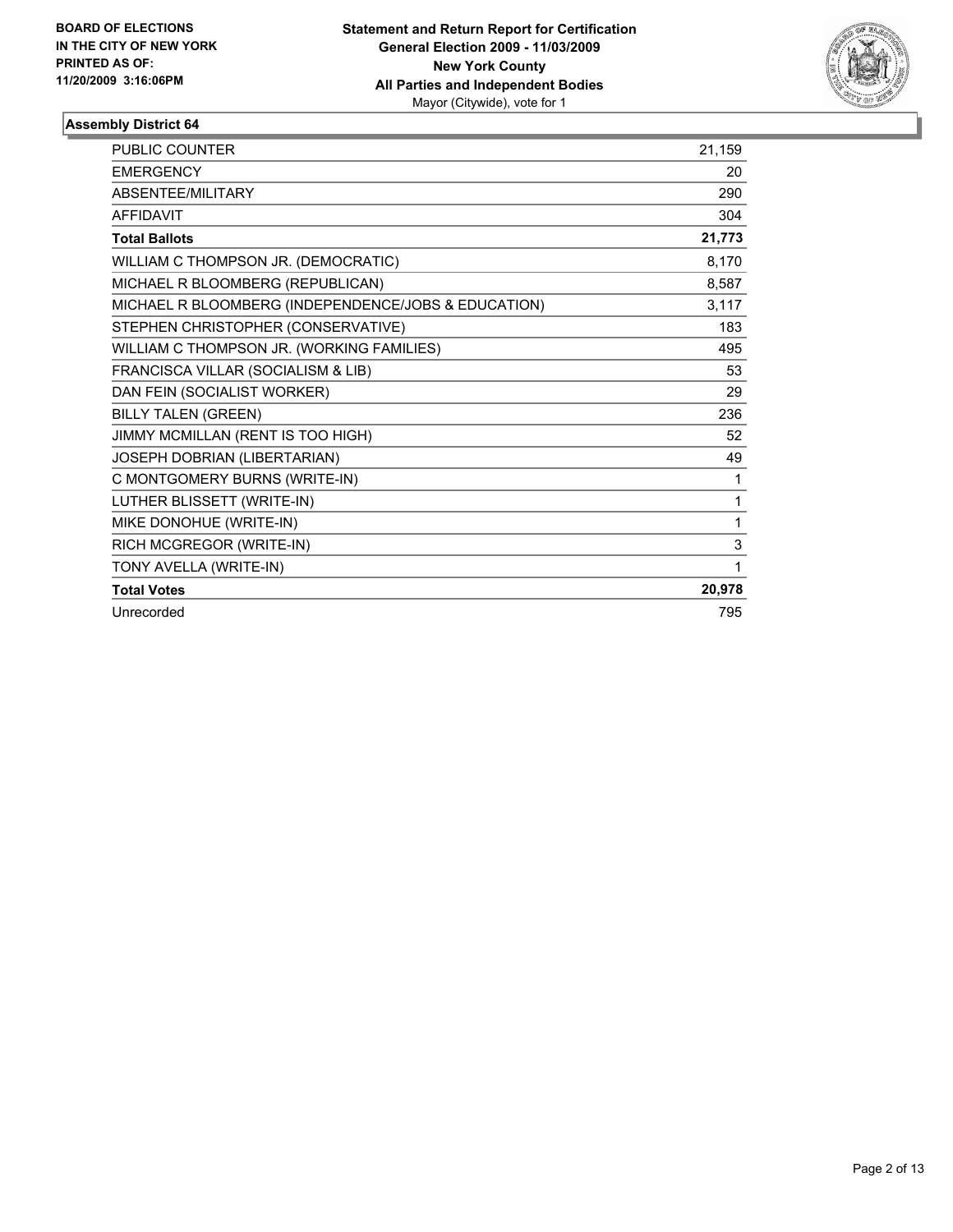**BOARD OF ELECTIONS IN THE CITY OF NEW YORK PRINTED AS OF: 11/20/2009 3:16:06PM**

**Statement and Return Report for Certification**
**General Election 2009 - 11/03/2009**
**New York County**
**All Parties and Independent Bodies**
Mayor (Citywide), vote for 1

## Assembly District 64

| | |
|---|---|
| PUBLIC COUNTER | 21,159 |
| EMERGENCY | 20 |
| ABSENTEE/MILITARY | 290 |
| AFFIDAVIT | 304 |
| **Total Ballots** | **21,773** |
| WILLIAM C THOMPSON JR. (DEMOCRATIC) | 8,170 |
| MICHAEL R BLOOMBERG (REPUBLICAN) | 8,587 |
| MICHAEL R BLOOMBERG (INDEPENDENCE/JOBS & EDUCATION) | 3,117 |
| STEPHEN CHRISTOPHER (CONSERVATIVE) | 183 |
| WILLIAM C THOMPSON JR. (WORKING FAMILIES) | 495 |
| FRANCISCA VILLAR (SOCIALISM & LIB) | 53 |
| DAN FEIN (SOCIALIST WORKER) | 29 |
| BILLY TALEN (GREEN) | 236 |
| JIMMY MCMILLAN (RENT IS TOO HIGH) | 52 |
| JOSEPH DOBRIAN (LIBERTARIAN) | 49 |
| C MONTGOMERY BURNS (WRITE-IN) | 1 |
| LUTHER BLISSETT (WRITE-IN) | 1 |
| MIKE DONOHUE (WRITE-IN) | 1 |
| RICH MCGREGOR (WRITE-IN) | 3 |
| TONY AVELLA (WRITE-IN) | 1 |
| **Total Votes** | **20,978** |
| Unrecorded | 795 |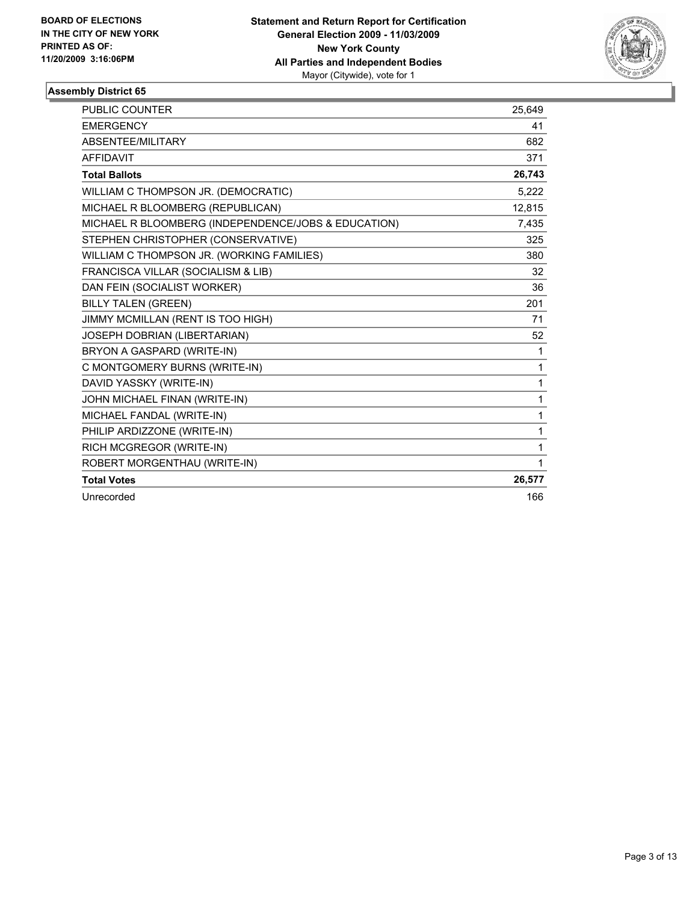**BOARD OF ELECTIONS IN THE CITY OF NEW YORK**
**PRINTED AS OF: 11/20/2009 3:16:06PM**

**Statement and Return Report for Certification**
**General Election 2009 - 11/03/2009**
**New York County**
**All Parties and Independent Bodies**
Mayor (Citywide), vote for 1

## Assembly District 65

| | |
|---|---|
| PUBLIC COUNTER | 25,649 |
| EMERGENCY | 41 |
| ABSENTEE/MILITARY | 682 |
| AFFIDAVIT | 371 |
| **Total Ballots** | **26,743** |
| WILLIAM C THOMPSON JR. (DEMOCRATIC) | 5,222 |
| MICHAEL R BLOOMBERG (REPUBLICAN) | 12,815 |
| MICHAEL R BLOOMBERG (INDEPENDENCE/JOBS & EDUCATION) | 7,435 |
| STEPHEN CHRISTOPHER (CONSERVATIVE) | 325 |
| WILLIAM C THOMPSON JR. (WORKING FAMILIES) | 380 |
| FRANCISCA VILLAR (SOCIALISM & LIB) | 32 |
| DAN FEIN (SOCIALIST WORKER) | 36 |
| BILLY TALEN (GREEN) | 201 |
| JIMMY MCMILLAN (RENT IS TOO HIGH) | 71 |
| JOSEPH DOBRIAN (LIBERTARIAN) | 52 |
| BRYON A GASPARD (WRITE-IN) | 1 |
| C MONTGOMERY BURNS (WRITE-IN) | 1 |
| DAVID YASSKY (WRITE-IN) | 1 |
| JOHN MICHAEL FINAN (WRITE-IN) | 1 |
| MICHAEL FANDAL (WRITE-IN) | 1 |
| PHILIP ARDIZZONE (WRITE-IN) | 1 |
| RICH MCGREGOR (WRITE-IN) | 1 |
| ROBERT MORGENTHAU (WRITE-IN) | 1 |
| **Total Votes** | **26,577** |
| Unrecorded | 166 |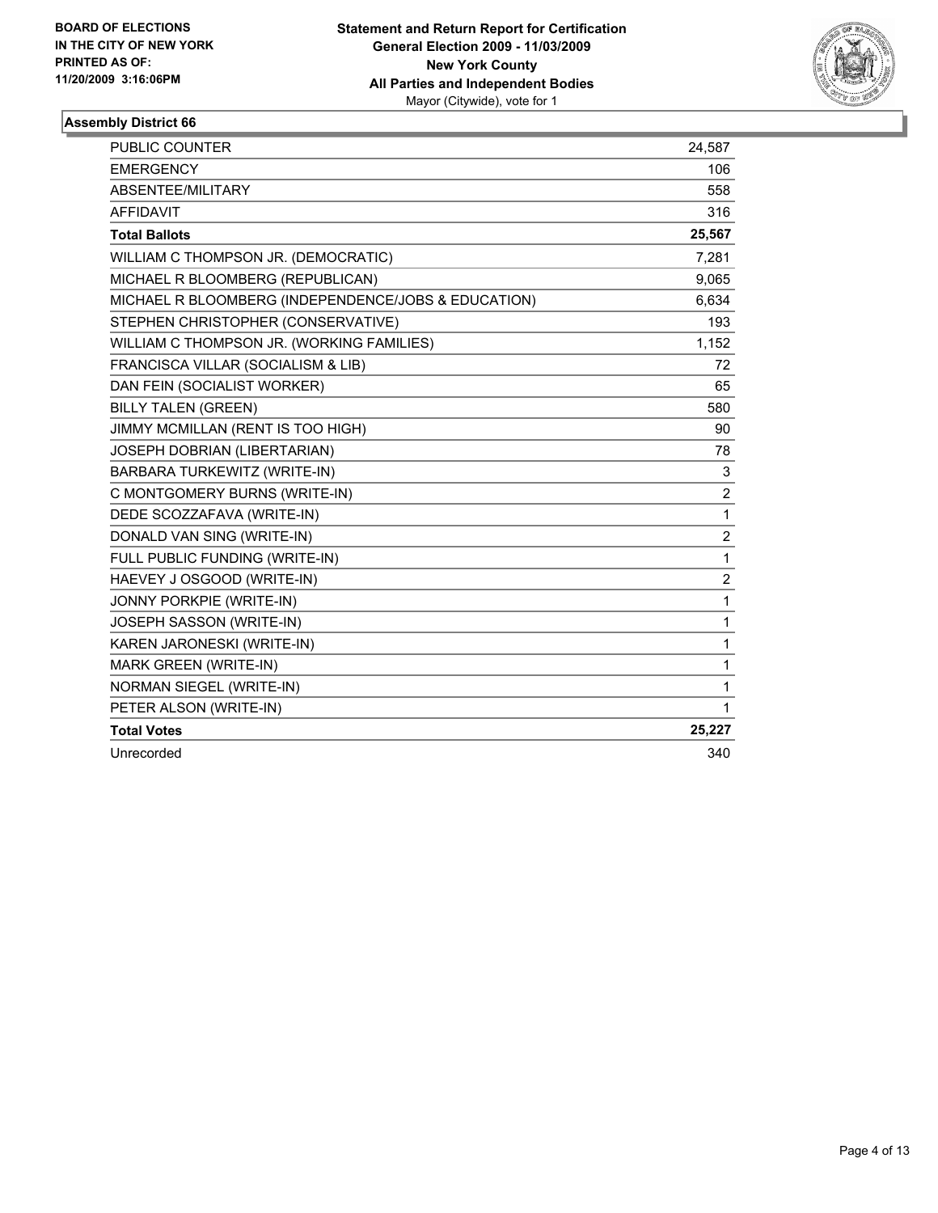**BOARD OF ELECTIONS IN THE CITY OF NEW YORK PRINTED AS OF: 11/20/2009 3:16:06PM**

**Statement and Return Report for Certification**
**General Election 2009 - 11/03/2009**
**New York County**
**All Parties and Independent Bodies**
Mayor (Citywide), vote for 1

## Assembly District 66

| | |
|---|---|
| PUBLIC COUNTER | 24,587 |
| EMERGENCY | 106 |
| ABSENTEE/MILITARY | 558 |
| AFFIDAVIT | 316 |
| **Total Ballots** | **25,567** |
| WILLIAM C THOMPSON JR. (DEMOCRATIC) | 7,281 |
| MICHAEL R BLOOMBERG (REPUBLICAN) | 9,065 |
| MICHAEL R BLOOMBERG (INDEPENDENCE/JOBS & EDUCATION) | 6,634 |
| STEPHEN CHRISTOPHER (CONSERVATIVE) | 193 |
| WILLIAM C THOMPSON JR. (WORKING FAMILIES) | 1,152 |
| FRANCISCA VILLAR (SOCIALISM & LIB) | 72 |
| DAN FEIN (SOCIALIST WORKER) | 65 |
| BILLY TALEN (GREEN) | 580 |
| JIMMY MCMILLAN (RENT IS TOO HIGH) | 90 |
| JOSEPH DOBRIAN (LIBERTARIAN) | 78 |
| BARBARA TURKEWITZ (WRITE-IN) | 3 |
| C MONTGOMERY BURNS (WRITE-IN) | 2 |
| DEDE SCOZZAFAVA (WRITE-IN) | 1 |
| DONALD VAN SING (WRITE-IN) | 2 |
| FULL PUBLIC FUNDING (WRITE-IN) | 1 |
| HAEVEY J OSGOOD (WRITE-IN) | 2 |
| JONNY PORKPIE (WRITE-IN) | 1 |
| JOSEPH SASSON (WRITE-IN) | 1 |
| KAREN JARONESKI (WRITE-IN) | 1 |
| MARK GREEN (WRITE-IN) | 1 |
| NORMAN SIEGEL (WRITE-IN) | 1 |
| PETER ALSON (WRITE-IN) | 1 |
| **Total Votes** | **25,227** |
| Unrecorded | 340 |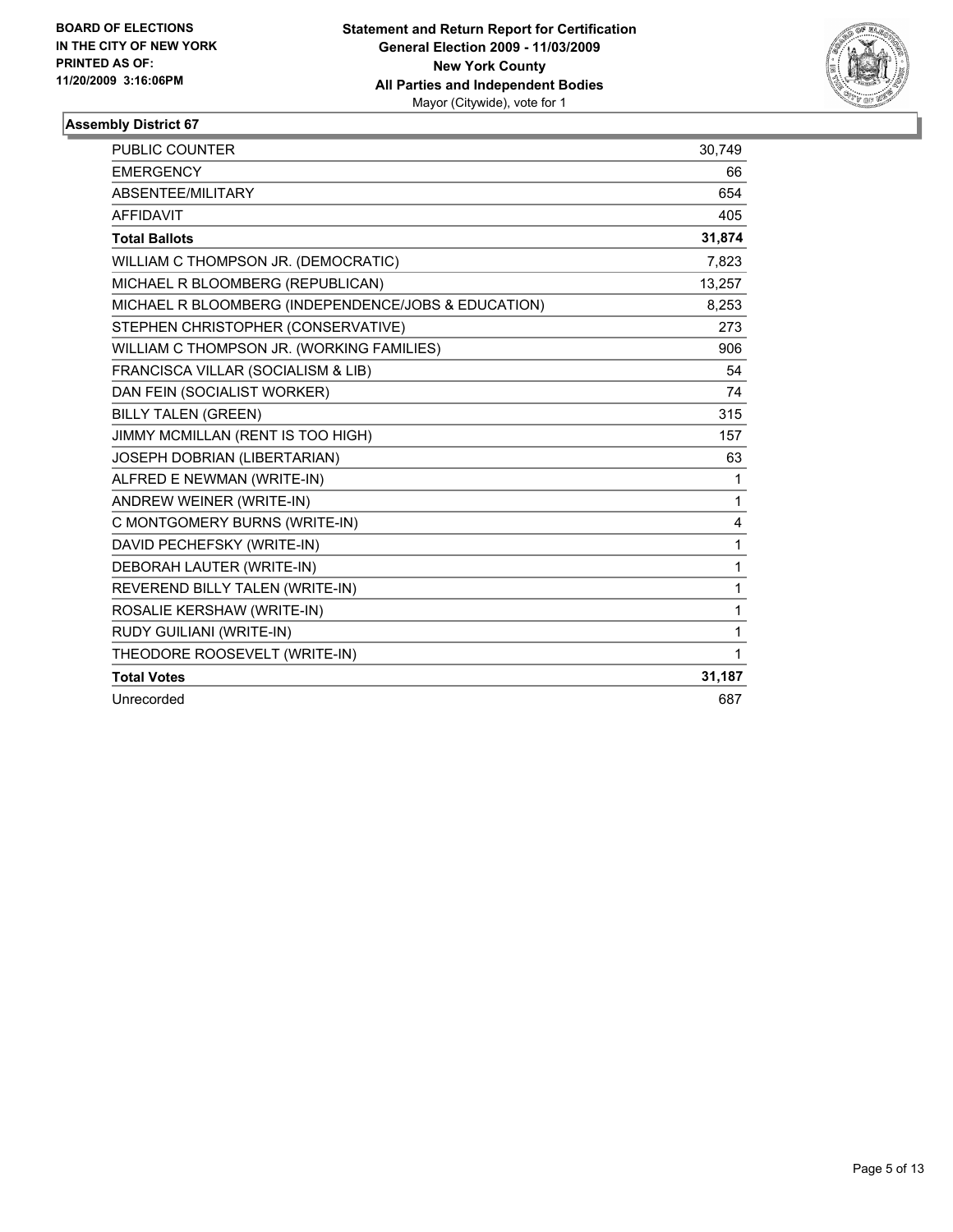BOARD OF ELECTIONS
IN THE CITY OF NEW YORK
PRINTED AS OF:
11/20/2009 3:16:06PM

**Statement and Return Report for Certification**
**General Election 2009 - 11/03/2009**
**New York County**
**All Parties and Independent Bodies**
Mayor (Citywide), vote for 1

## Assembly District 67

| | |
|---|---|
| PUBLIC COUNTER | 30,749 |
| EMERGENCY | 66 |
| ABSENTEE/MILITARY | 654 |
| AFFIDAVIT | 405 |
| **Total Ballots** | **31,874** |
| WILLIAM C THOMPSON JR. (DEMOCRATIC) | 7,823 |
| MICHAEL R BLOOMBERG (REPUBLICAN) | 13,257 |
| MICHAEL R BLOOMBERG (INDEPENDENCE/JOBS & EDUCATION) | 8,253 |
| STEPHEN CHRISTOPHER (CONSERVATIVE) | 273 |
| WILLIAM C THOMPSON JR. (WORKING FAMILIES) | 906 |
| FRANCISCA VILLAR (SOCIALISM & LIB) | 54 |
| DAN FEIN (SOCIALIST WORKER) | 74 |
| BILLY TALEN (GREEN) | 315 |
| JIMMY MCMILLAN (RENT IS TOO HIGH) | 157 |
| JOSEPH DOBRIAN (LIBERTARIAN) | 63 |
| ALFRED E NEWMAN (WRITE-IN) | 1 |
| ANDREW WEINER (WRITE-IN) | 1 |
| C MONTGOMERY BURNS (WRITE-IN) | 4 |
| DAVID PECHEFSKY (WRITE-IN) | 1 |
| DEBORAH LAUTER (WRITE-IN) | 1 |
| REVEREND BILLY TALEN (WRITE-IN) | 1 |
| ROSALIE KERSHAW (WRITE-IN) | 1 |
| RUDY GUILIANI (WRITE-IN) | 1 |
| THEODORE ROOSEVELT (WRITE-IN) | 1 |
| **Total Votes** | **31,187** |
| Unrecorded | 687 |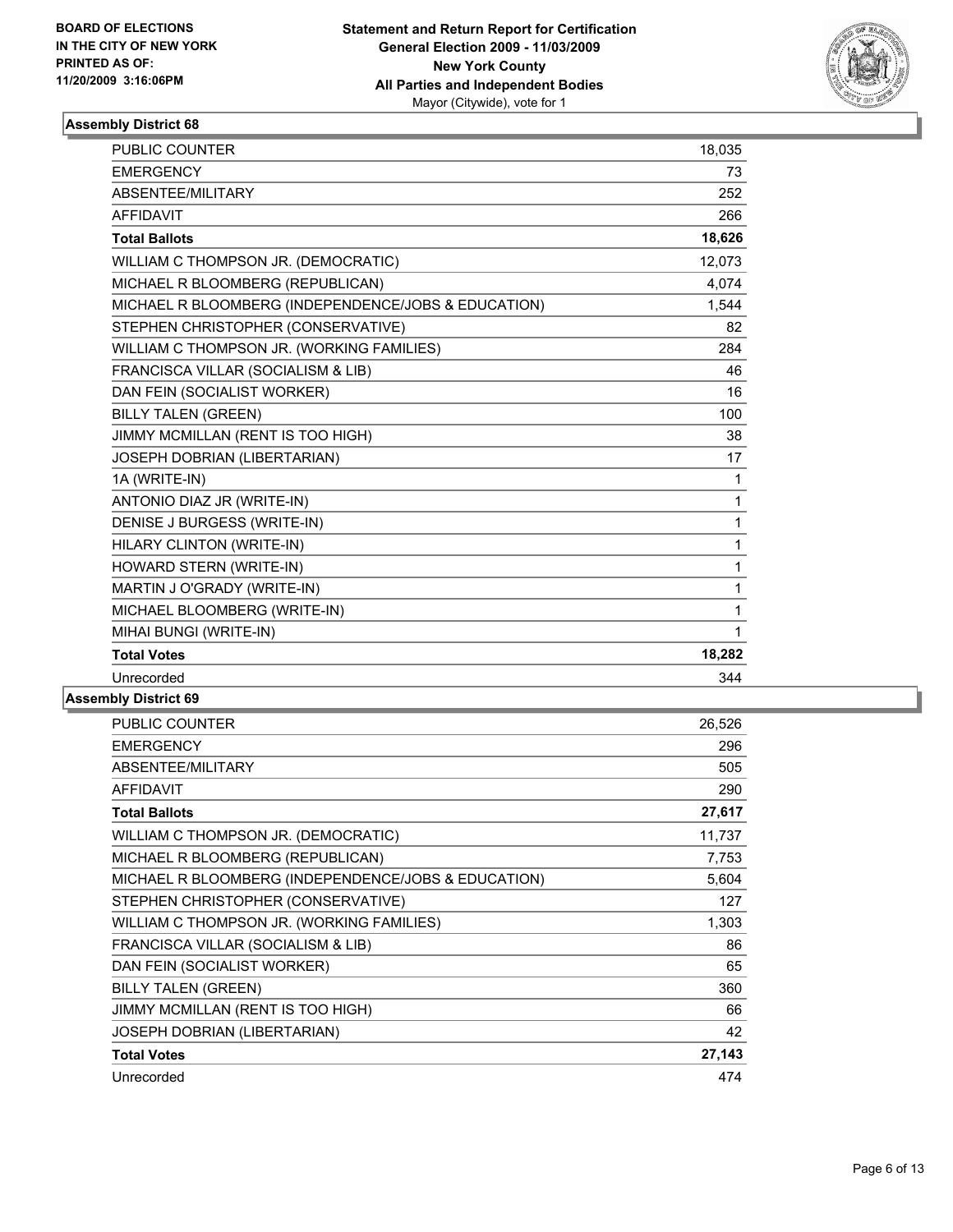**BOARD OF ELECTIONS IN THE CITY OF NEW YORK PRINTED AS OF: 11/20/2009 3:16:06PM**

**Statement and Return Report for Certification**
**General Election 2009 - 11/03/2009**
**New York County**
**All Parties and Independent Bodies**
Mayor (Citywide), vote for 1

### Assembly District 68

| | |
|---|---|
| PUBLIC COUNTER | 18,035 |
| EMERGENCY | 73 |
| ABSENTEE/MILITARY | 252 |
| AFFIDAVIT | 266 |
| **Total Ballots** | **18,626** |
| WILLIAM C THOMPSON JR. (DEMOCRATIC) | 12,073 |
| MICHAEL R BLOOMBERG (REPUBLICAN) | 4,074 |
| MICHAEL R BLOOMBERG (INDEPENDENCE/JOBS & EDUCATION) | 1,544 |
| STEPHEN CHRISTOPHER (CONSERVATIVE) | 82 |
| WILLIAM C THOMPSON JR. (WORKING FAMILIES) | 284 |
| FRANCISCA VILLAR (SOCIALISM & LIB) | 46 |
| DAN FEIN (SOCIALIST WORKER) | 16 |
| BILLY TALEN (GREEN) | 100 |
| JIMMY MCMILLAN (RENT IS TOO HIGH) | 38 |
| JOSEPH DOBRIAN (LIBERTARIAN) | 17 |
| 1A (WRITE-IN) | 1 |
| ANTONIO DIAZ JR (WRITE-IN) | 1 |
| DENISE J BURGESS (WRITE-IN) | 1 |
| HILARY CLINTON (WRITE-IN) | 1 |
| HOWARD STERN (WRITE-IN) | 1 |
| MARTIN J O'GRADY (WRITE-IN) | 1 |
| MICHAEL BLOOMBERG (WRITE-IN) | 1 |
| MIHAI BUNGI (WRITE-IN) | 1 |
| **Total Votes** | **18,282** |
| Unrecorded | 344 |

### Assembly District 69

| | |
|---|---|
| PUBLIC COUNTER | 26,526 |
| EMERGENCY | 296 |
| ABSENTEE/MILITARY | 505 |
| AFFIDAVIT | 290 |
| **Total Ballots** | **27,617** |
| WILLIAM C THOMPSON JR. (DEMOCRATIC) | 11,737 |
| MICHAEL R BLOOMBERG (REPUBLICAN) | 7,753 |
| MICHAEL R BLOOMBERG (INDEPENDENCE/JOBS & EDUCATION) | 5,604 |
| STEPHEN CHRISTOPHER (CONSERVATIVE) | 127 |
| WILLIAM C THOMPSON JR. (WORKING FAMILIES) | 1,303 |
| FRANCISCA VILLAR (SOCIALISM & LIB) | 86 |
| DAN FEIN (SOCIALIST WORKER) | 65 |
| BILLY TALEN (GREEN) | 360 |
| JIMMY MCMILLAN (RENT IS TOO HIGH) | 66 |
| JOSEPH DOBRIAN (LIBERTARIAN) | 42 |
| **Total Votes** | **27,143** |
| Unrecorded | 474 |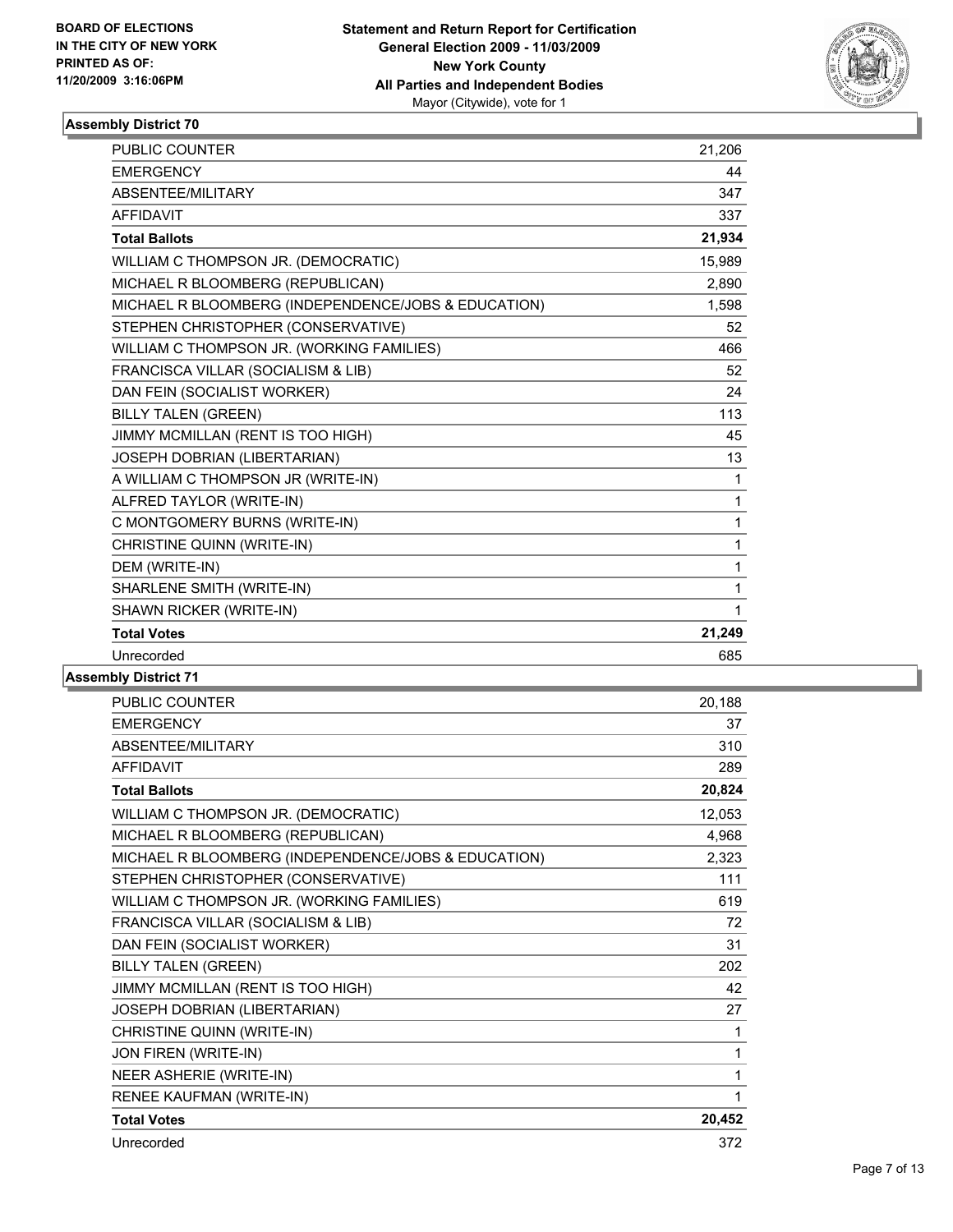**Statement and Return Report for Certification**
**General Election 2009 - 11/03/2009**
**New York County**
**All Parties and Independent Bodies**
Mayor (Citywide), vote for 1

BOARD OF ELECTIONS IN THE CITY OF NEW YORK PRINTED AS OF: 11/20/2009 3:16:06PM

### Assembly District 70

| | |
|---|---|
| PUBLIC COUNTER | 21,206 |
| EMERGENCY | 44 |
| ABSENTEE/MILITARY | 347 |
| AFFIDAVIT | 337 |
| **Total Ballots** | **21,934** |
| WILLIAM C THOMPSON JR. (DEMOCRATIC) | 15,989 |
| MICHAEL R BLOOMBERG (REPUBLICAN) | 2,890 |
| MICHAEL R BLOOMBERG (INDEPENDENCE/JOBS & EDUCATION) | 1,598 |
| STEPHEN CHRISTOPHER (CONSERVATIVE) | 52 |
| WILLIAM C THOMPSON JR. (WORKING FAMILIES) | 466 |
| FRANCISCA VILLAR (SOCIALISM & LIB) | 52 |
| DAN FEIN (SOCIALIST WORKER) | 24 |
| BILLY TALEN (GREEN) | 113 |
| JIMMY MCMILLAN (RENT IS TOO HIGH) | 45 |
| JOSEPH DOBRIAN (LIBERTARIAN) | 13 |
| A WILLIAM C THOMPSON JR (WRITE-IN) | 1 |
| ALFRED TAYLOR (WRITE-IN) | 1 |
| C MONTGOMERY BURNS (WRITE-IN) | 1 |
| CHRISTINE QUINN (WRITE-IN) | 1 |
| DEM (WRITE-IN) | 1 |
| SHARLENE SMITH (WRITE-IN) | 1 |
| SHAWN RICKER (WRITE-IN) | 1 |
| **Total Votes** | **21,249** |
| Unrecorded | 685 |

### Assembly District 71

| | |
|---|---|
| PUBLIC COUNTER | 20,188 |
| EMERGENCY | 37 |
| ABSENTEE/MILITARY | 310 |
| AFFIDAVIT | 289 |
| **Total Ballots** | **20,824** |
| WILLIAM C THOMPSON JR. (DEMOCRATIC) | 12,053 |
| MICHAEL R BLOOMBERG (REPUBLICAN) | 4,968 |
| MICHAEL R BLOOMBERG (INDEPENDENCE/JOBS & EDUCATION) | 2,323 |
| STEPHEN CHRISTOPHER (CONSERVATIVE) | 111 |
| WILLIAM C THOMPSON JR. (WORKING FAMILIES) | 619 |
| FRANCISCA VILLAR (SOCIALISM & LIB) | 72 |
| DAN FEIN (SOCIALIST WORKER) | 31 |
| BILLY TALEN (GREEN) | 202 |
| JIMMY MCMILLAN (RENT IS TOO HIGH) | 42 |
| JOSEPH DOBRIAN (LIBERTARIAN) | 27 |
| CHRISTINE QUINN (WRITE-IN) | 1 |
| JON FIREN (WRITE-IN) | 1 |
| NEER ASHERIE (WRITE-IN) | 1 |
| RENEE KAUFMAN (WRITE-IN) | 1 |
| **Total Votes** | **20,452** |
| Unrecorded | 372 |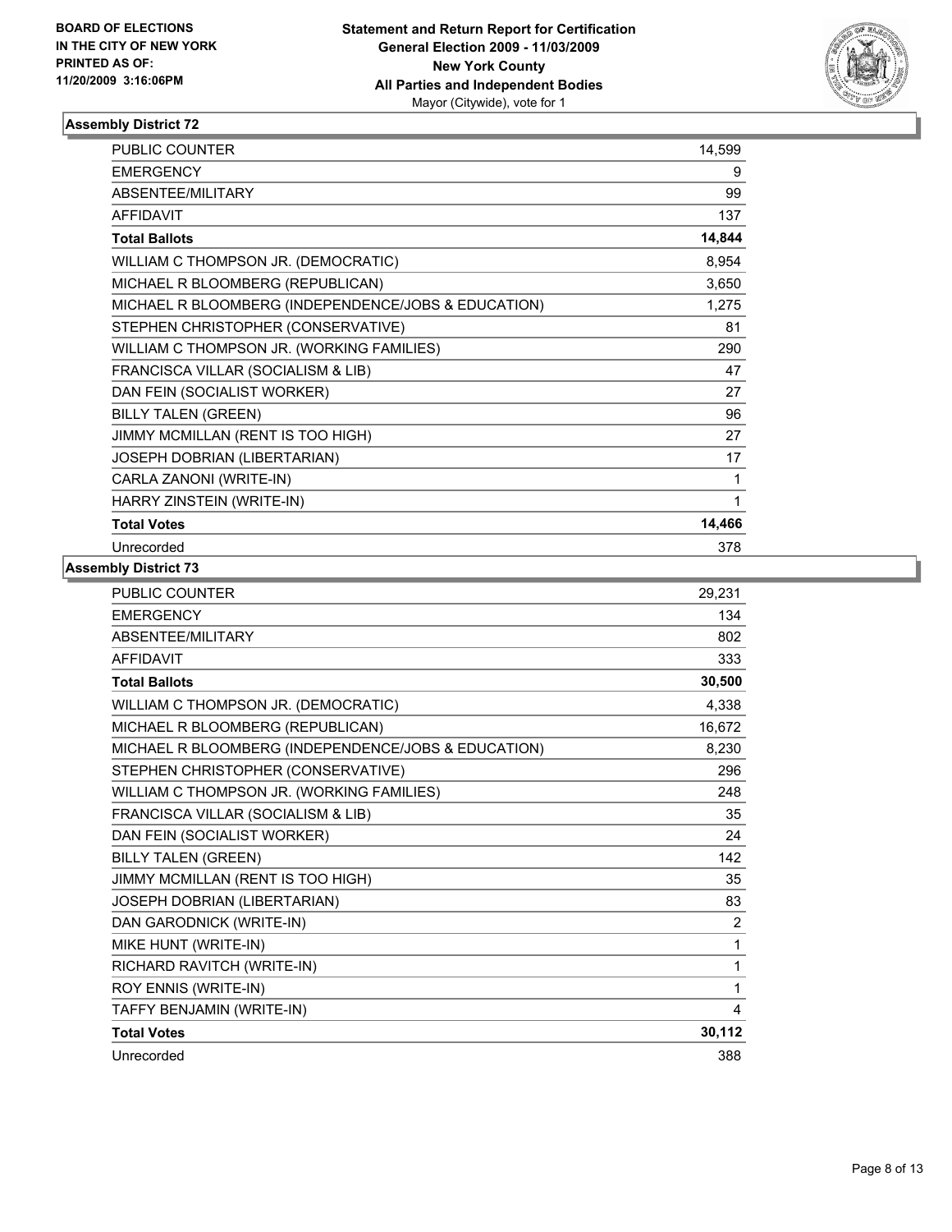BOARD OF ELECTIONS
IN THE CITY OF NEW YORK
PRINTED AS OF:
11/20/2009 3:16:06PM

**Statement and Return Report for Certification**
**General Election 2009 - 11/03/2009**
**New York County**
**All Parties and Independent Bodies**
Mayor (Citywide), vote for 1

### Assembly District 72

| | |
|---|---|
| PUBLIC COUNTER | 14,599 |
| EMERGENCY | 9 |
| ABSENTEE/MILITARY | 99 |
| AFFIDAVIT | 137 |
| **Total Ballots** | **14,844** |
| WILLIAM C THOMPSON JR. (DEMOCRATIC) | 8,954 |
| MICHAEL R BLOOMBERG (REPUBLICAN) | 3,650 |
| MICHAEL R BLOOMBERG (INDEPENDENCE/JOBS & EDUCATION) | 1,275 |
| STEPHEN CHRISTOPHER (CONSERVATIVE) | 81 |
| WILLIAM C THOMPSON JR. (WORKING FAMILIES) | 290 |
| FRANCISCA VILLAR (SOCIALISM & LIB) | 47 |
| DAN FEIN (SOCIALIST WORKER) | 27 |
| BILLY TALEN (GREEN) | 96 |
| JIMMY MCMILLAN (RENT IS TOO HIGH) | 27 |
| JOSEPH DOBRIAN (LIBERTARIAN) | 17 |
| CARLA ZANONI (WRITE-IN) | 1 |
| HARRY ZINSTEIN (WRITE-IN) | 1 |
| **Total Votes** | **14,466** |
| Unrecorded | 378 |

### Assembly District 73

| | |
|---|---|
| PUBLIC COUNTER | 29,231 |
| EMERGENCY | 134 |
| ABSENTEE/MILITARY | 802 |
| AFFIDAVIT | 333 |
| **Total Ballots** | **30,500** |
| WILLIAM C THOMPSON JR. (DEMOCRATIC) | 4,338 |
| MICHAEL R BLOOMBERG (REPUBLICAN) | 16,672 |
| MICHAEL R BLOOMBERG (INDEPENDENCE/JOBS & EDUCATION) | 8,230 |
| STEPHEN CHRISTOPHER (CONSERVATIVE) | 296 |
| WILLIAM C THOMPSON JR. (WORKING FAMILIES) | 248 |
| FRANCISCA VILLAR (SOCIALISM & LIB) | 35 |
| DAN FEIN (SOCIALIST WORKER) | 24 |
| BILLY TALEN (GREEN) | 142 |
| JIMMY MCMILLAN (RENT IS TOO HIGH) | 35 |
| JOSEPH DOBRIAN (LIBERTARIAN) | 83 |
| DAN GARODNICK (WRITE-IN) | 2 |
| MIKE HUNT (WRITE-IN) | 1 |
| RICHARD RAVITCH (WRITE-IN) | 1 |
| ROY ENNIS (WRITE-IN) | 1 |
| TAFFY BENJAMIN (WRITE-IN) | 4 |
| **Total Votes** | **30,112** |
| Unrecorded | 388 |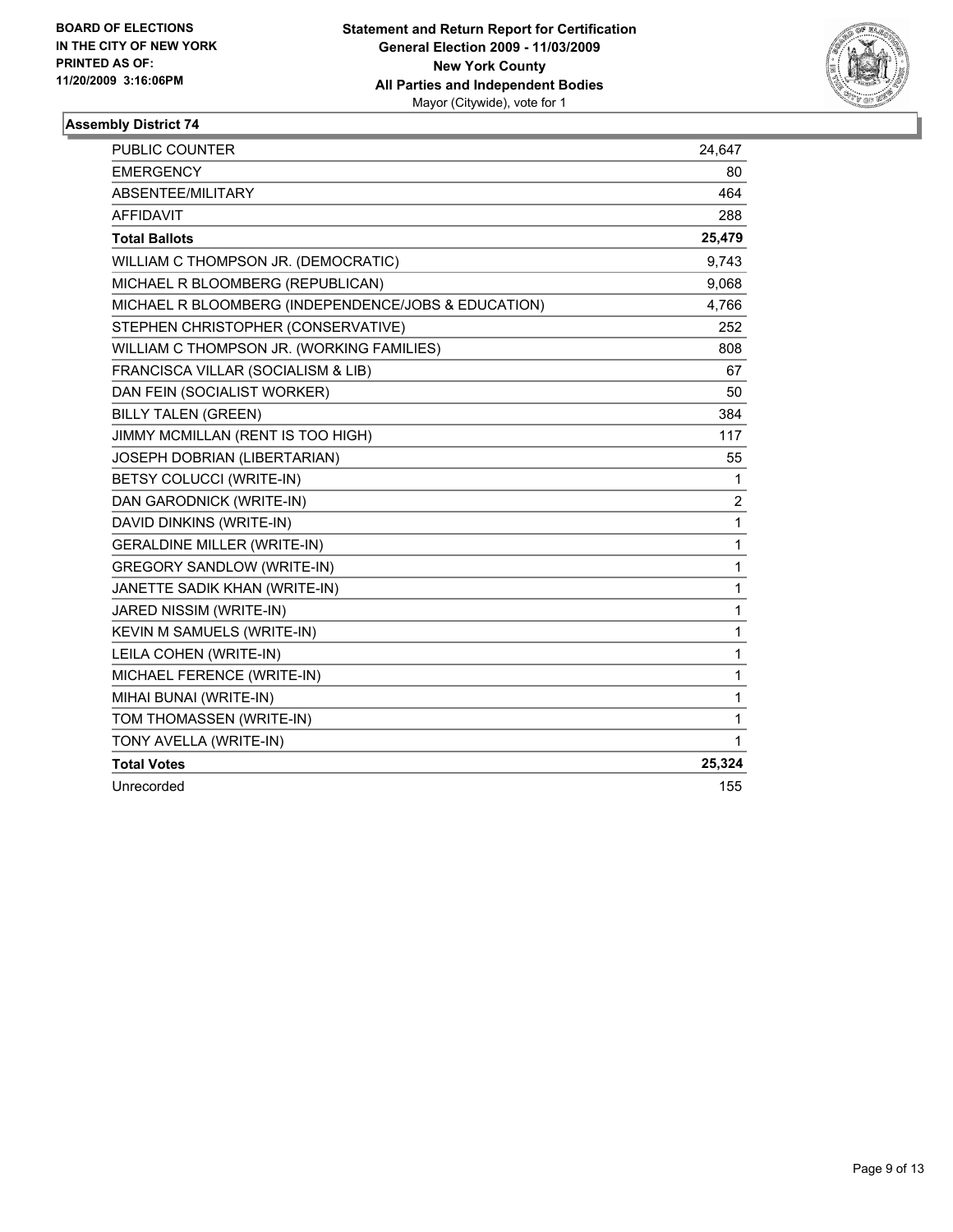**BOARD OF ELECTIONS IN THE CITY OF NEW YORK PRINTED AS OF: 11/20/2009 3:16:06PM**

**Statement and Return Report for Certification General Election 2009 - 11/03/2009 New York County All Parties and Independent Bodies**
Mayor (Citywide), vote for 1

## Assembly District 74

| | |
|---|---|
| PUBLIC COUNTER | 24,647 |
| EMERGENCY | 80 |
| ABSENTEE/MILITARY | 464 |
| AFFIDAVIT | 288 |
| **Total Ballots** | **25,479** |
| WILLIAM C THOMPSON JR. (DEMOCRATIC) | 9,743 |
| MICHAEL R BLOOMBERG (REPUBLICAN) | 9,068 |
| MICHAEL R BLOOMBERG (INDEPENDENCE/JOBS & EDUCATION) | 4,766 |
| STEPHEN CHRISTOPHER (CONSERVATIVE) | 252 |
| WILLIAM C THOMPSON JR. (WORKING FAMILIES) | 808 |
| FRANCISCA VILLAR (SOCIALISM & LIB) | 67 |
| DAN FEIN (SOCIALIST WORKER) | 50 |
| BILLY TALEN (GREEN) | 384 |
| JIMMY MCMILLAN (RENT IS TOO HIGH) | 117 |
| JOSEPH DOBRIAN (LIBERTARIAN) | 55 |
| BETSY COLUCCI (WRITE-IN) | 1 |
| DAN GARODNICK (WRITE-IN) | 2 |
| DAVID DINKINS (WRITE-IN) | 1 |
| GERALDINE MILLER (WRITE-IN) | 1 |
| GREGORY SANDLOW (WRITE-IN) | 1 |
| JANETTE SADIK KHAN (WRITE-IN) | 1 |
| JARED NISSIM (WRITE-IN) | 1 |
| KEVIN M SAMUELS (WRITE-IN) | 1 |
| LEILA COHEN (WRITE-IN) | 1 |
| MICHAEL FERENCE (WRITE-IN) | 1 |
| MIHAI BUNAI (WRITE-IN) | 1 |
| TOM THOMASSEN (WRITE-IN) | 1 |
| TONY AVELLA (WRITE-IN) | 1 |
| **Total Votes** | **25,324** |
| Unrecorded | 155 |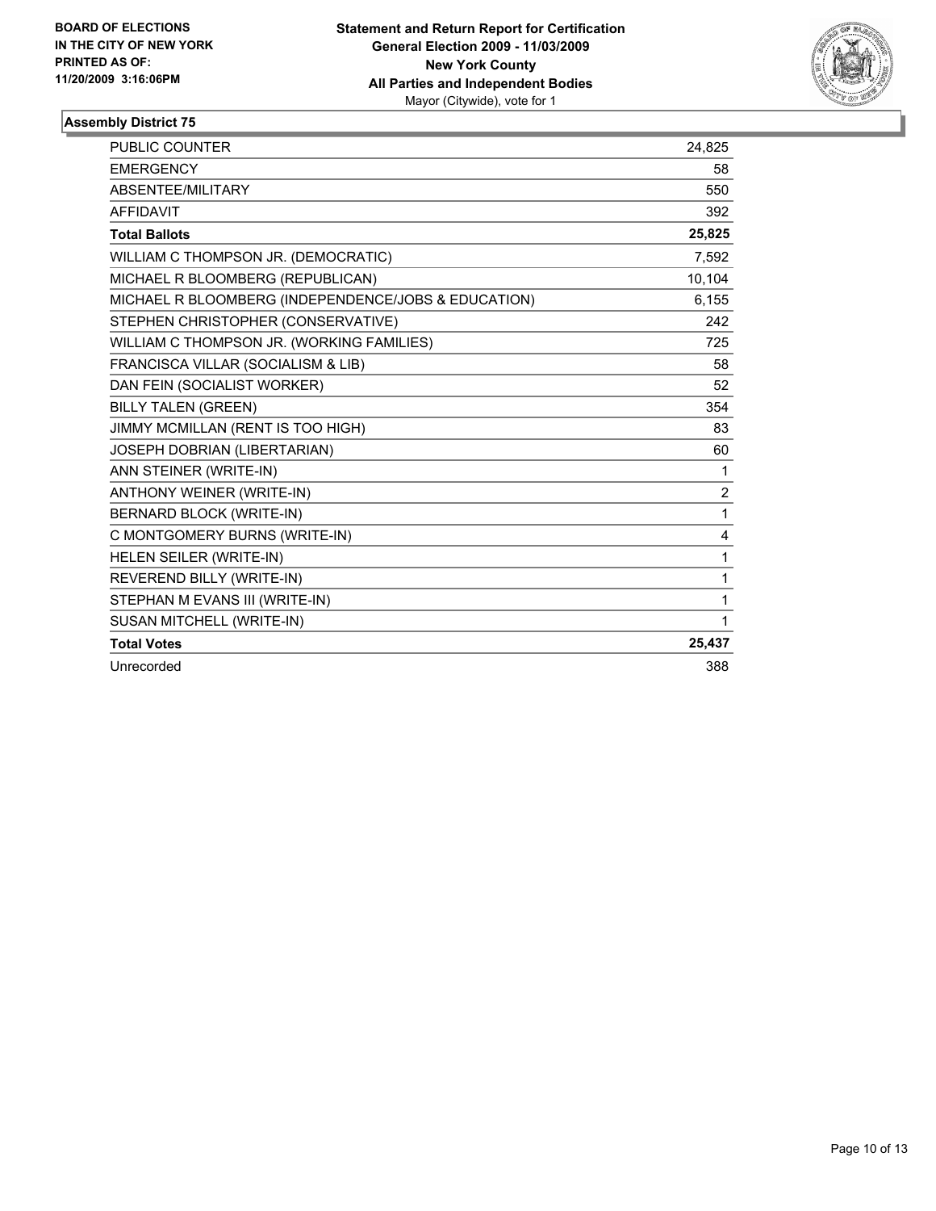**BOARD OF ELECTIONS IN THE CITY OF NEW YORK PRINTED AS OF: 11/20/2009 3:16:06PM**

**Statement and Return Report for Certification**
**General Election 2009 - 11/03/2009**
**New York County**
**All Parties and Independent Bodies**
Mayor (Citywide), vote for 1

### Assembly District 75

| | |
|---|---|
| PUBLIC COUNTER | 24,825 |
| EMERGENCY | 58 |
| ABSENTEE/MILITARY | 550 |
| AFFIDAVIT | 392 |
| **Total Ballots** | **25,825** |
| WILLIAM C THOMPSON JR. (DEMOCRATIC) | 7,592 |
| MICHAEL R BLOOMBERG (REPUBLICAN) | 10,104 |
| MICHAEL R BLOOMBERG (INDEPENDENCE/JOBS & EDUCATION) | 6,155 |
| STEPHEN CHRISTOPHER (CONSERVATIVE) | 242 |
| WILLIAM C THOMPSON JR. (WORKING FAMILIES) | 725 |
| FRANCISCA VILLAR (SOCIALISM & LIB) | 58 |
| DAN FEIN (SOCIALIST WORKER) | 52 |
| BILLY TALEN (GREEN) | 354 |
| JIMMY MCMILLAN (RENT IS TOO HIGH) | 83 |
| JOSEPH DOBRIAN (LIBERTARIAN) | 60 |
| ANN STEINER (WRITE-IN) | 1 |
| ANTHONY WEINER (WRITE-IN) | 2 |
| BERNARD BLOCK (WRITE-IN) | 1 |
| C MONTGOMERY BURNS (WRITE-IN) | 4 |
| HELEN SEILER (WRITE-IN) | 1 |
| REVEREND BILLY (WRITE-IN) | 1 |
| STEPHAN M EVANS III (WRITE-IN) | 1 |
| SUSAN MITCHELL (WRITE-IN) | 1 |
| **Total Votes** | **25,437** |
| Unrecorded | 388 |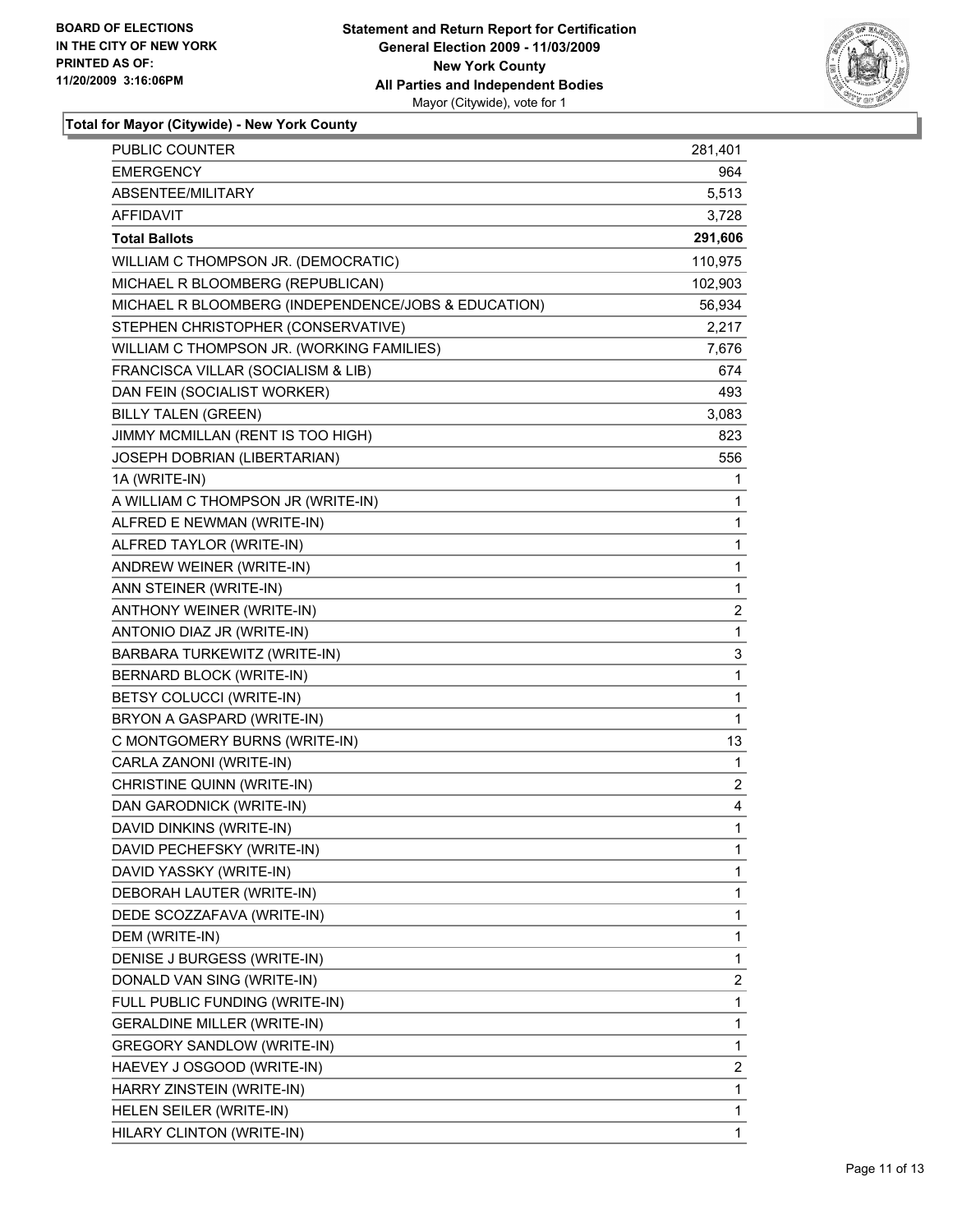**BOARD OF ELECTIONS IN THE CITY OF NEW YORK PRINTED AS OF: 11/20/2009 3:16:06PM**

**Statement and Return Report for Certification General Election 2009 - 11/03/2009 New York County All Parties and Independent Bodies**
Mayor (Citywide), vote for 1

**Total for Mayor (Citywide) - New York County**

| | |
|---|---|
| PUBLIC COUNTER | 281,401 |
| EMERGENCY | 964 |
| ABSENTEE/MILITARY | 5,513 |
| AFFIDAVIT | 3,728 |
| **Total Ballots** | **291,606** |
| WILLIAM C THOMPSON JR. (DEMOCRATIC) | 110,975 |
| MICHAEL R BLOOMBERG (REPUBLICAN) | 102,903 |
| MICHAEL R BLOOMBERG (INDEPENDENCE/JOBS & EDUCATION) | 56,934 |
| STEPHEN CHRISTOPHER (CONSERVATIVE) | 2,217 |
| WILLIAM C THOMPSON JR. (WORKING FAMILIES) | 7,676 |
| FRANCISCA VILLAR (SOCIALISM & LIB) | 674 |
| DAN FEIN (SOCIALIST WORKER) | 493 |
| BILLY TALEN (GREEN) | 3,083 |
| JIMMY MCMILLAN (RENT IS TOO HIGH) | 823 |
| JOSEPH DOBRIAN (LIBERTARIAN) | 556 |
| 1A (WRITE-IN) | 1 |
| A WILLIAM C THOMPSON JR (WRITE-IN) | 1 |
| ALFRED E NEWMAN (WRITE-IN) | 1 |
| ALFRED TAYLOR (WRITE-IN) | 1 |
| ANDREW WEINER (WRITE-IN) | 1 |
| ANN STEINER (WRITE-IN) | 1 |
| ANTHONY WEINER (WRITE-IN) | 2 |
| ANTONIO DIAZ JR (WRITE-IN) | 1 |
| BARBARA TURKEWITZ (WRITE-IN) | 3 |
| BERNARD BLOCK (WRITE-IN) | 1 |
| BETSY COLUCCI (WRITE-IN) | 1 |
| BRYON A GASPARD (WRITE-IN) | 1 |
| C MONTGOMERY BURNS (WRITE-IN) | 13 |
| CARLA ZANONI (WRITE-IN) | 1 |
| CHRISTINE QUINN (WRITE-IN) | 2 |
| DAN GARODNICK (WRITE-IN) | 4 |
| DAVID DINKINS (WRITE-IN) | 1 |
| DAVID PECHEFSKY (WRITE-IN) | 1 |
| DAVID YASSKY (WRITE-IN) | 1 |
| DEBORAH LAUTER (WRITE-IN) | 1 |
| DEDE SCOZZAFAVA (WRITE-IN) | 1 |
| DEM (WRITE-IN) | 1 |
| DENISE J BURGESS (WRITE-IN) | 1 |
| DONALD VAN SING (WRITE-IN) | 2 |
| FULL PUBLIC FUNDING (WRITE-IN) | 1 |
| GERALDINE MILLER (WRITE-IN) | 1 |
| GREGORY SANDLOW (WRITE-IN) | 1 |
| HAEVEY J OSGOOD (WRITE-IN) | 2 |
| HARRY ZINSTEIN (WRITE-IN) | 1 |
| HELEN SEILER (WRITE-IN) | 1 |
| HILARY CLINTON (WRITE-IN) | 1 |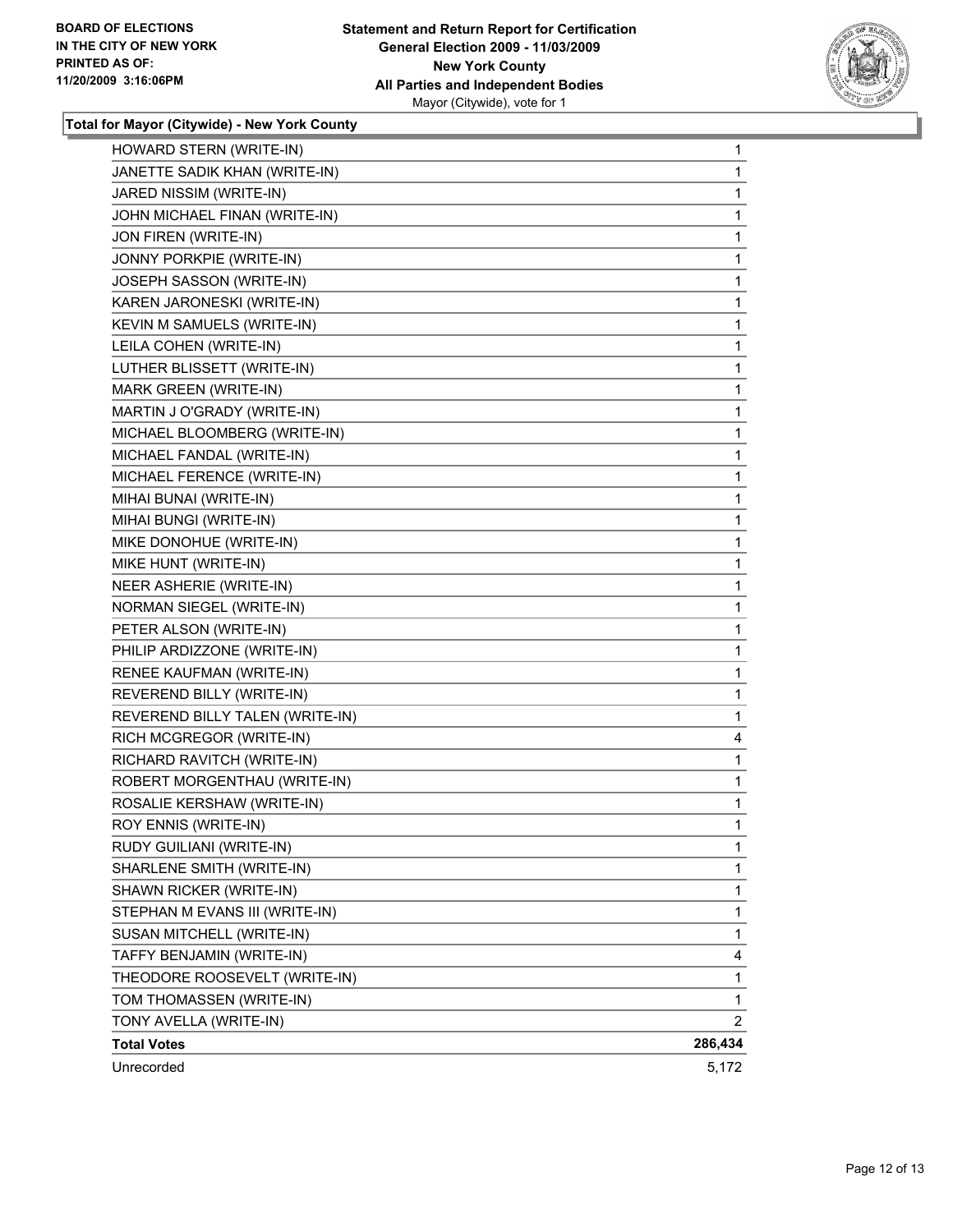**BOARD OF ELECTIONS IN THE CITY OF NEW YORK PRINTED AS OF: 11/20/2009 3:16:06PM**

**Statement and Return Report for Certification General Election 2009 - 11/03/2009 New York County All Parties and Independent Bodies**
Mayor (Citywide), vote for 1

### Total for Mayor (Citywide) - New York County

| | |
|---|---|
| HOWARD STERN (WRITE-IN) | 1 |
| JANETTE SADIK KHAN (WRITE-IN) | 1 |
| JARED NISSIM (WRITE-IN) | 1 |
| JOHN MICHAEL FINAN (WRITE-IN) | 1 |
| JON FIREN (WRITE-IN) | 1 |
| JONNY PORKPIE (WRITE-IN) | 1 |
| JOSEPH SASSON (WRITE-IN) | 1 |
| KAREN JARONESKI (WRITE-IN) | 1 |
| KEVIN M SAMUELS (WRITE-IN) | 1 |
| LEILA COHEN (WRITE-IN) | 1 |
| LUTHER BLISSETT (WRITE-IN) | 1 |
| MARK GREEN (WRITE-IN) | 1 |
| MARTIN J O'GRADY (WRITE-IN) | 1 |
| MICHAEL BLOOMBERG (WRITE-IN) | 1 |
| MICHAEL FANDAL (WRITE-IN) | 1 |
| MICHAEL FERENCE (WRITE-IN) | 1 |
| MIHAI BUNAI (WRITE-IN) | 1 |
| MIHAI BUNGI (WRITE-IN) | 1 |
| MIKE DONOHUE (WRITE-IN) | 1 |
| MIKE HUNT (WRITE-IN) | 1 |
| NEER ASHERIE (WRITE-IN) | 1 |
| NORMAN SIEGEL (WRITE-IN) | 1 |
| PETER ALSON (WRITE-IN) | 1 |
| PHILIP ARDIZZONE (WRITE-IN) | 1 |
| RENEE KAUFMAN (WRITE-IN) | 1 |
| REVEREND BILLY (WRITE-IN) | 1 |
| REVEREND BILLY TALEN (WRITE-IN) | 1 |
| RICH MCGREGOR (WRITE-IN) | 4 |
| RICHARD RAVITCH (WRITE-IN) | 1 |
| ROBERT MORGENTHAU (WRITE-IN) | 1 |
| ROSALIE KERSHAW (WRITE-IN) | 1 |
| ROY ENNIS (WRITE-IN) | 1 |
| RUDY GUILIANI (WRITE-IN) | 1 |
| SHARLENE SMITH (WRITE-IN) | 1 |
| SHAWN RICKER (WRITE-IN) | 1 |
| STEPHAN M EVANS III (WRITE-IN) | 1 |
| SUSAN MITCHELL (WRITE-IN) | 1 |
| TAFFY BENJAMIN (WRITE-IN) | 4 |
| THEODORE ROOSEVELT (WRITE-IN) | 1 |
| TOM THOMASSEN (WRITE-IN) | 1 |
| TONY AVELLA (WRITE-IN) | 2 |
| **Total Votes** | **286,434** |
| Unrecorded | 5,172 |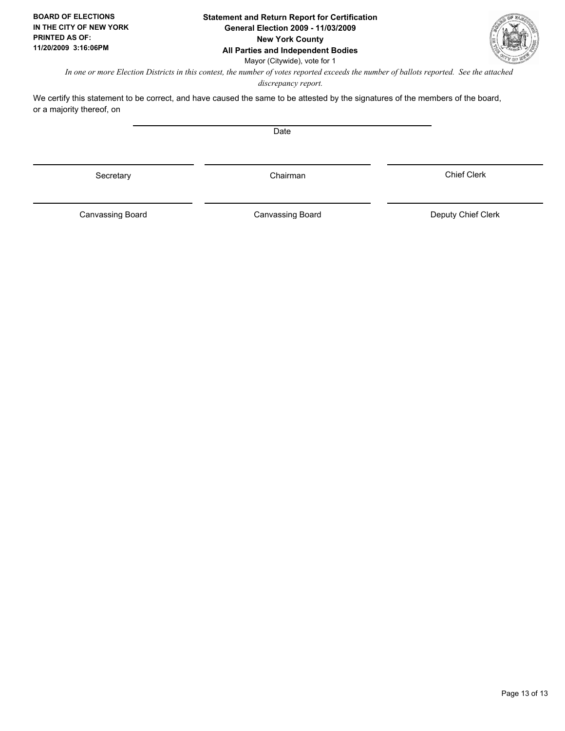**BOARD OF ELECTIONS IN THE CITY OF NEW YORK**
**PRINTED AS OF: 11/20/2009 3:16:06PM**

**Statement and Return Report for Certification**
**General Election 2009 - 11/03/2009**
**New York County**
**All Parties and Independent Bodies**
Mayor (Citywide), vote for 1

*In one or more Election Districts in this contest, the number of votes reported exceeds the number of ballots reported. See the attached discrepancy report.*

We certify this statement to be correct, and have caused the same to be attested by the signatures of the members of the board, or a majority thereof, on

______________________________
Date

| | | |
|---|---|---|
| Secretary | Chairman | Chief Clerk |
| Canvassing Board | Canvassing Board | Deputy Chief Clerk |